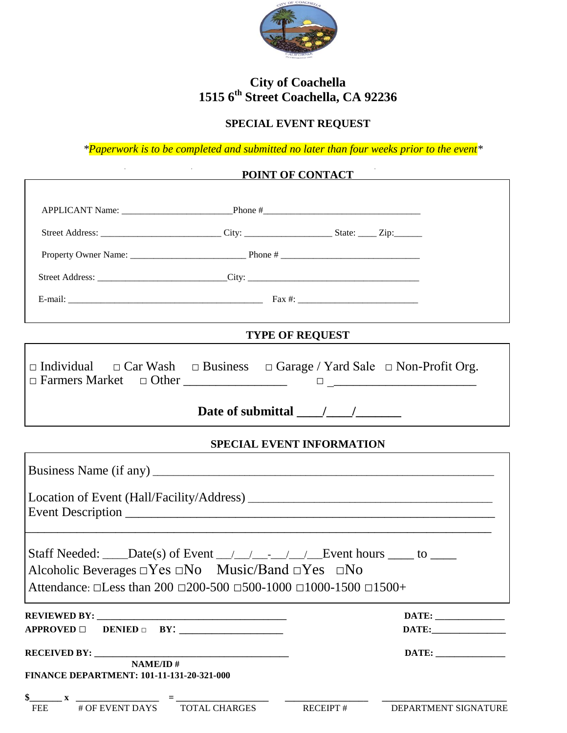# City of Coachella
# 1515 6th Street Coachella, CA 92236

## SPECIAL EVENT REQUEST

*\*Paperwork is to be completed and submitted no later than four weeks prior to the event\**

### POINT OF CONTACT

APPLICANT Name: ________________________ Phone #__________________________________

Street Address: __________________________ City: ___________________ State: ____ Zip:______

Property Owner Name: _________________________ Phone # ______________________________

Street Address: ____________________________City: _____________________________________

E-mail: ___________________________________________ Fax #: __________________________

### TYPE OF REQUEST

□ Individual □ Car Wash □ Business □ Garage / Yard Sale □ Non-Profit Org.
□ Farmers Market □ Other ________________ □ _______________________

**Date of submittal ____/____/_______**

### SPECIAL EVENT INFORMATION

Business Name (if any) ____________________________________________________

Location of Event (Hall/Facility/Address) ________________________________________
Event Description ________________________________________________________
______________________________________________________________________

Staff Needed: ____Date(s) of Event __/__/__-__/__/__Event hours ____ to ____
Alcoholic Beverages □Yes □No Music/Band □Yes □No
Attendance: □Less than 200 □200-500 □500-1000 □1000-1500 □1500+

**REVIEWED BY:** _______________________________________ **DATE:** _______________
**APPROVED □ DENIED □ BY:** _____________________ **DATE:**_______________

**RECEIVED BY:** ________________________________________ **DATE:** _______________
**NAME/ID #**
**FINANCE DEPARTMENT: 101-11-131-20-321-000**

**$**_______ **x** _________________ = __________________ _________________ ________________________
FEE # OF EVENT DAYS TOTAL CHARGES RECEIPT # DEPARTMENT SIGNATURE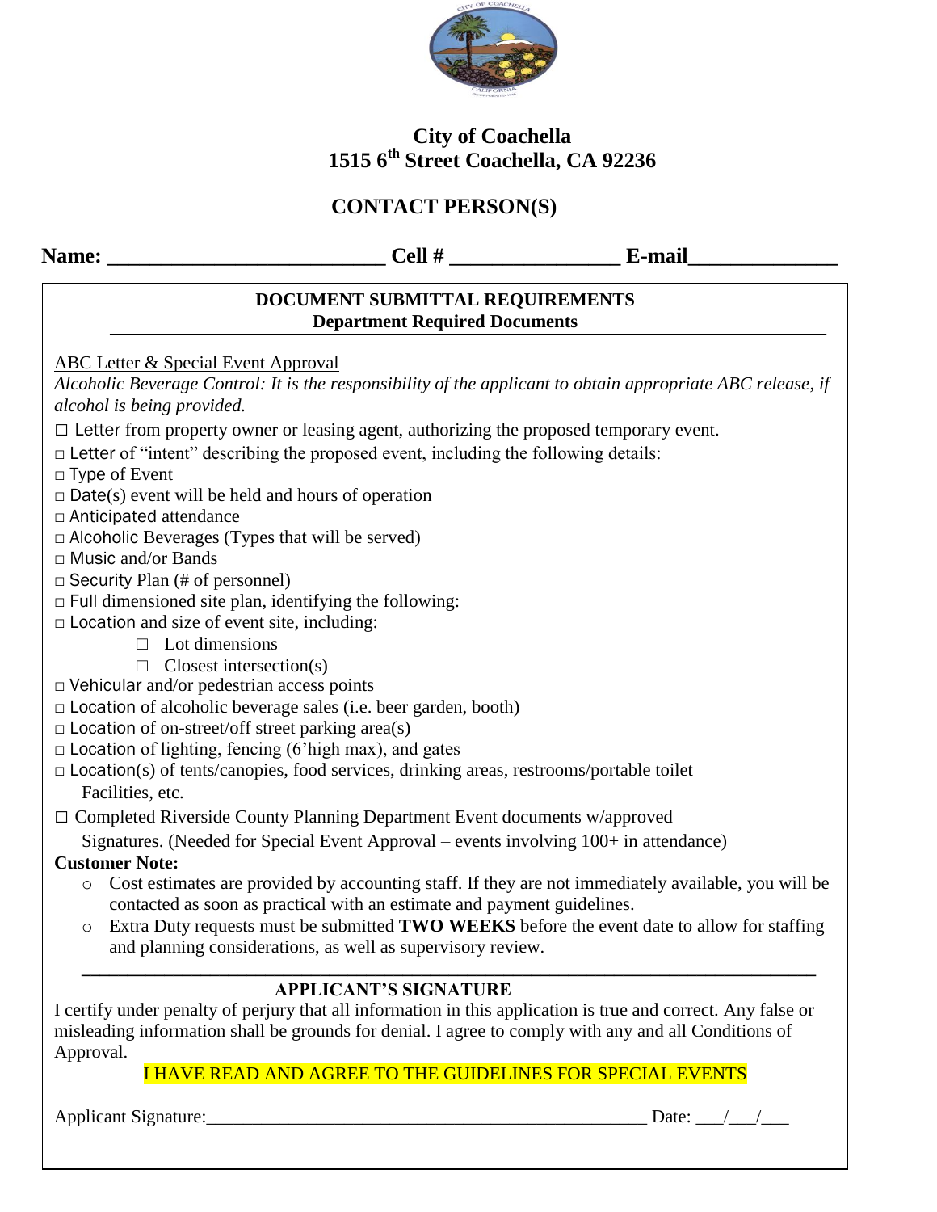# City of Coachella
## 1515 6th Street Coachella, CA 92236

## CONTACT PERSON(S)

**Name: __________________________ Cell # ________________ E-mail______________**

**DOCUMENT SUBMITTAL REQUIREMENTS**
**Department Required Documents**

ABC Letter & Special Event Approval

*Alcoholic Beverage Control: It is the responsibility of the applicant to obtain appropriate ABC release, if alcohol is being provided.*

- ☐ Letter from property owner or leasing agent, authorizing the proposed temporary event.
- ☐ Letter of "intent" describing the proposed event, including the following details:
- ☐ Type of Event
- ☐ Date(s) event will be held and hours of operation
- ☐ Anticipated attendance
- ☐ Alcoholic Beverages (Types that will be served)
- ☐ Music and/or Bands
- ☐ Security Plan (# of personnel)
- ☐ Full dimensioned site plan, identifying the following:
- ☐ Location and size of event site, including:
    - ☐ Lot dimensions
    - ☐ Closest intersection(s)
- ☐ Vehicular and/or pedestrian access points
- ☐ Location of alcoholic beverage sales (i.e. beer garden, booth)
- ☐ Location of on-street/off street parking area(s)
- ☐ Location of lighting, fencing (6'high max), and gates
- ☐ Location(s) of tents/canopies, food services, drinking areas, restrooms/portable toilet Facilities, etc.
- ☐ Completed Riverside County Planning Department Event documents w/approved Signatures. (Needed for Special Event Approval – events involving 100+ in attendance)

**Customer Note:**

- Cost estimates are provided by accounting staff. If they are not immediately available, you will be contacted as soon as practical with an estimate and payment guidelines.
- Extra Duty requests must be submitted **TWO WEEKS** before the event date to allow for staffing and planning considerations, as well as supervisory review.

**APPLICANT'S SIGNATURE**

I certify under penalty of perjury that all information in this application is true and correct. Any false or misleading information shall be grounds for denial. I agree to comply with any and all Conditions of Approval.

I HAVE READ AND AGREE TO THE GUIDELINES FOR SPECIAL EVENTS

Applicant Signature:__________________________________________________ Date: ___/___/___